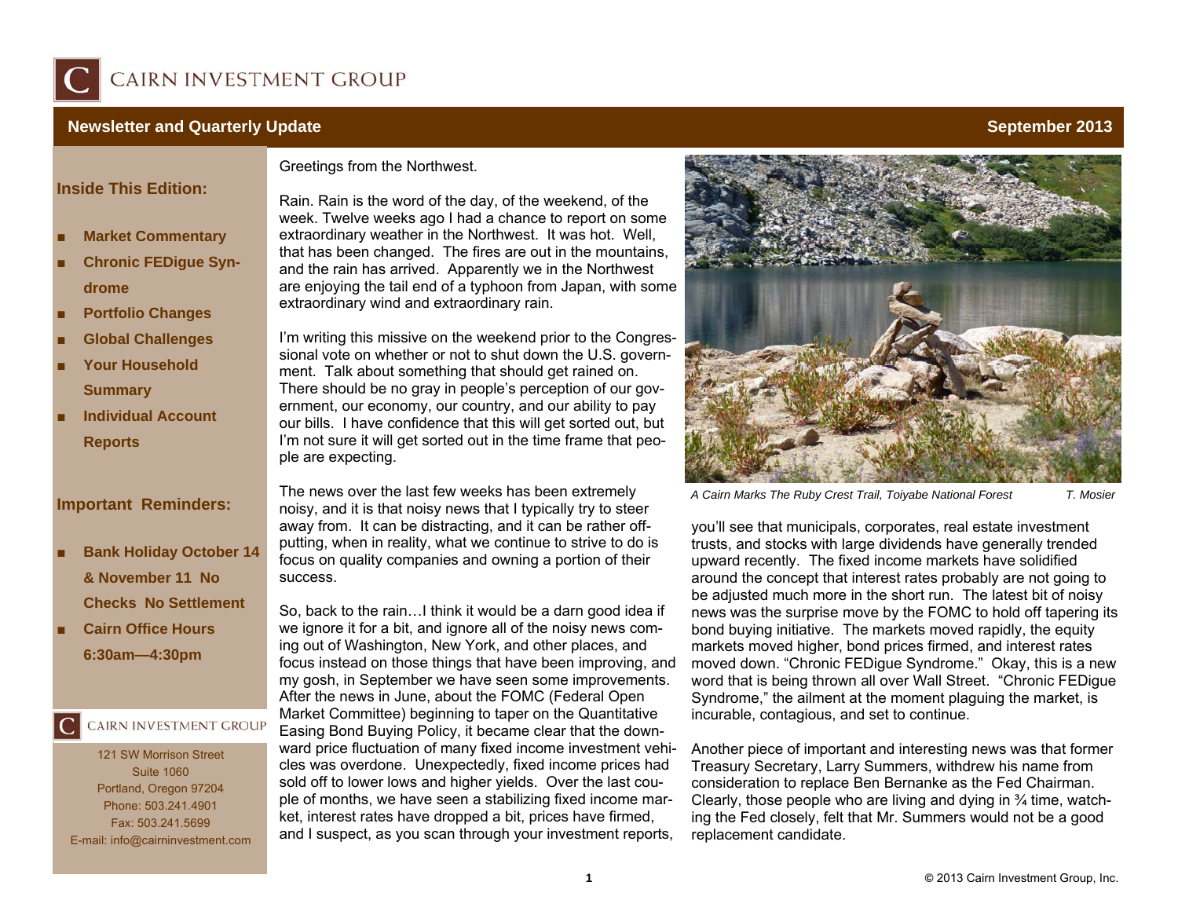# CAIRN INVESTMENT GROUP

## Newsletter and Quarterly Update — September 2013

### Inside This Edition:

- **Market Commentary**
- **Chronic FEDigue Syndrome**
- **Portfolio Changes**
- **Global Challenges**
- **Your Household Summary**
- **Individual Account Reports**

### Important Reminders:

- **Bank Holiday October 14 & November 11 No Checks No Settlement**
- **Cairn Office Hours 6:30am—4:30pm**

CAIRN INVESTMENT GROUP
121 SW Morrison Street
Suite 1060
Portland, Oregon 97204
Phone: 503.241.4901
Fax: 503.241.5699
E-mail: info@cairninvestment.com

Greetings from the Northwest.

Rain. Rain is the word of the day, of the weekend, of the week. Twelve weeks ago I had a chance to report on some extraordinary weather in the Northwest. It was hot. Well, that has been changed. The fires are out in the mountains, and the rain has arrived. Apparently we in the Northwest are enjoying the tail end of a typhoon from Japan, with some extraordinary wind and extraordinary rain.

I'm writing this missive on the weekend prior to the Congressional vote on whether or not to shut down the U.S. government. Talk about something that should get rained on. There should be no gray in people's perception of our government, our economy, our country, and our ability to pay our bills. I have confidence that this will get sorted out, but I'm not sure it will get sorted out in the time frame that people are expecting.

The news over the last few weeks has been extremely noisy, and it is that noisy news that I typically try to steer away from. It can be distracting, and it can be rather off-putting, when in reality, what we continue to strive to do is focus on quality companies and owning a portion of their success.

So, back to the rain…I think it would be a darn good idea if we ignore it for a bit, and ignore all of the noisy news coming out of Washington, New York, and other places, and focus instead on those things that have been improving, and my gosh, in September we have seen some improvements. After the news in June, about the FOMC (Federal Open Market Committee) beginning to taper on the Quantitative Easing Bond Buying Policy, it became clear that the downward price fluctuation of many fixed income investment vehicles was overdone. Unexpectedly, fixed income prices had sold off to lower lows and higher yields. Over the last couple of months, we have seen a stabilizing fixed income market, interest rates have dropped a bit, prices have firmed, and I suspect, as you scan through your investment reports, you'll see that municipals, corporates, real estate investment trusts, and stocks with large dividends have generally trended upward recently. The fixed income markets have solidified around the concept that interest rates probably are not going to be adjusted much more in the short run. The latest bit of noisy news was the surprise move by the FOMC to hold off tapering its bond buying initiative. The markets moved rapidly, the equity markets moved higher, bond prices firmed, and interest rates moved down. "Chronic FEDigue Syndrome." Okay, this is a new word that is being thrown all over Wall Street. "Chronic FEDigue Syndrome," the ailment at the moment plaguing the market, is incurable, contagious, and set to continue.

*A Cairn Marks The Ruby Crest Trail, Toiyabe National Forest* — *T. Mosier*

Another piece of important and interesting news was that former Treasury Secretary, Larry Summers, withdrew his name from consideration to replace Ben Bernanke as the Fed Chairman. Clearly, those people who are living and dying in ¾ time, watching the Fed closely, felt that Mr. Summers would not be a good replacement candidate.

© 2013 Cairn Investment Group, Inc.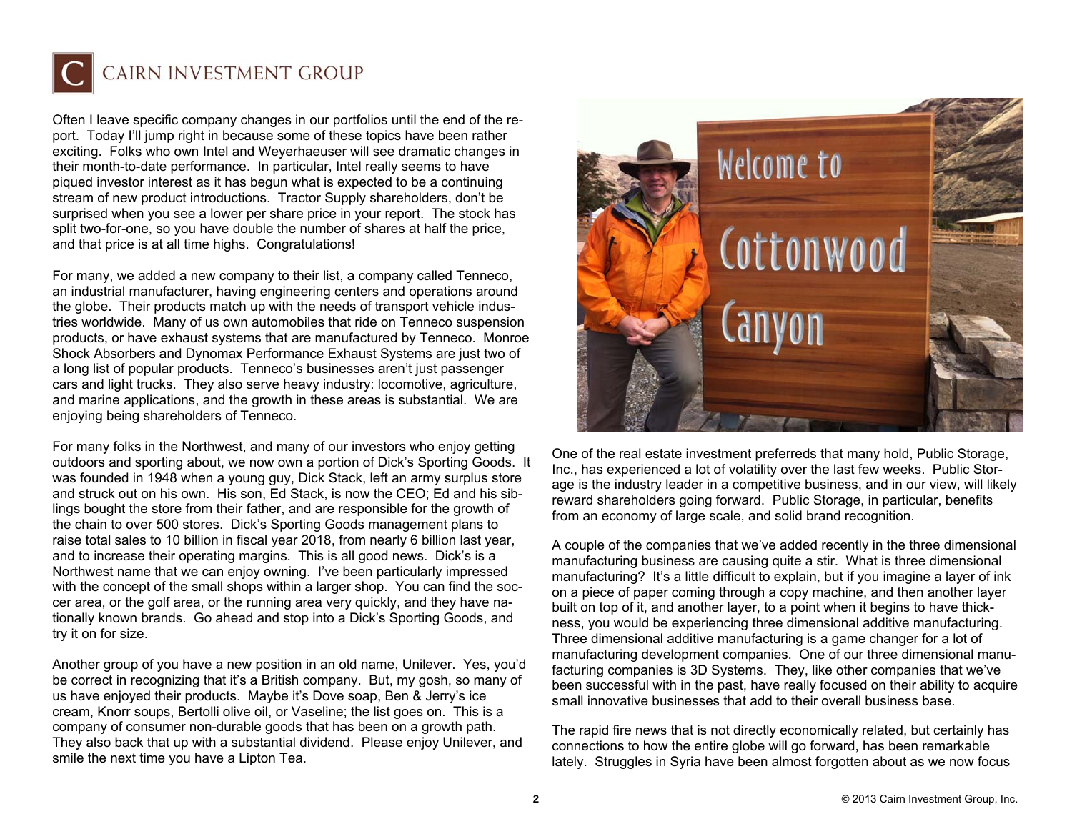Often I leave specific company changes in our portfolios until the end of the report. Today I'll jump right in because some of these topics have been rather exciting. Folks who own Intel and Weyerhaeuser will see dramatic changes in their month-to-date performance. In particular, Intel really seems to have piqued investor interest as it has begun what is expected to be a continuing stream of new product introductions. Tractor Supply shareholders, don't be surprised when you see a lower per share price in your report. The stock has split two-for-one, so you have double the number of shares at half the price, and that price is at all time highs. Congratulations!

For many, we added a new company to their list, a company called Tenneco, an industrial manufacturer, having engineering centers and operations around the globe. Their products match up with the needs of transport vehicle industries worldwide. Many of us own automobiles that ride on Tenneco suspension products, or have exhaust systems that are manufactured by Tenneco. Monroe Shock Absorbers and Dynomax Performance Exhaust Systems are just two of a long list of popular products. Tenneco's businesses aren't just passenger cars and light trucks. They also serve heavy industry: locomotive, agriculture, and marine applications, and the growth in these areas is substantial. We are enjoying being shareholders of Tenneco.

For many folks in the Northwest, and many of our investors who enjoy getting outdoors and sporting about, we now own a portion of Dick's Sporting Goods. It was founded in 1948 when a young guy, Dick Stack, left an army surplus store and struck out on his own. His son, Ed Stack, is now the CEO; Ed and his siblings bought the store from their father, and are responsible for the growth of the chain to over 500 stores. Dick's Sporting Goods management plans to raise total sales to 10 billion in fiscal year 2018, from nearly 6 billion last year, and to increase their operating margins. This is all good news. Dick's is a Northwest name that we can enjoy owning. I've been particularly impressed with the concept of the small shops within a larger shop. You can find the soccer area, or the golf area, or the running area very quickly, and they have nationally known brands. Go ahead and stop into a Dick's Sporting Goods, and try it on for size.

Another group of you have a new position in an old name, Unilever. Yes, you'd be correct in recognizing that it's a British company. But, my gosh, so many of us have enjoyed their products. Maybe it's Dove soap, Ben & Jerry's ice cream, Knorr soups, Bertolli olive oil, or Vaseline; the list goes on. This is a company of consumer non-durable goods that has been on a growth path. They also back that up with a substantial dividend. Please enjoy Unilever, and smile the next time you have a Lipton Tea.

One of the real estate investment preferreds that many hold, Public Storage, Inc., has experienced a lot of volatility over the last few weeks. Public Storage is the industry leader in a competitive business, and in our view, will likely reward shareholders going forward. Public Storage, in particular, benefits from an economy of large scale, and solid brand recognition.

A couple of the companies that we've added recently in the three dimensional manufacturing business are causing quite a stir. What is three dimensional manufacturing? It's a little difficult to explain, but if you imagine a layer of ink on a piece of paper coming through a copy machine, and then another layer built on top of it, and another layer, to a point when it begins to have thickness, you would be experiencing three dimensional additive manufacturing. Three dimensional additive manufacturing is a game changer for a lot of manufacturing development companies. One of our three dimensional manufacturing companies is 3D Systems. They, like other companies that we've been successful with in the past, have really focused on their ability to acquire small innovative businesses that add to their overall business base.

The rapid fire news that is not directly economically related, but certainly has connections to how the entire globe will go forward, has been remarkable lately. Struggles in Syria have been almost forgotten about as we now focus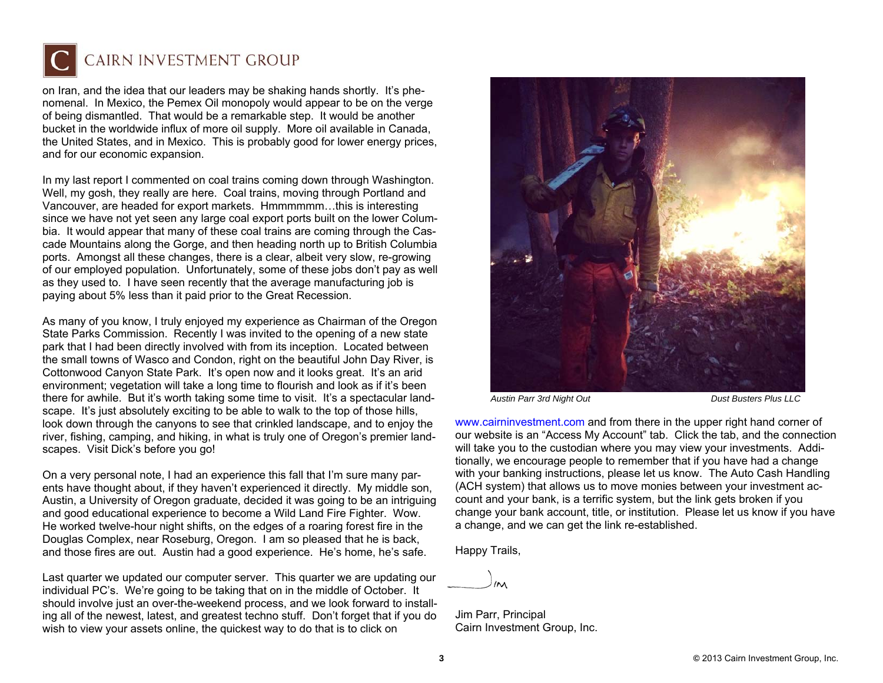on Iran, and the idea that our leaders may be shaking hands shortly. It's phenomenal. In Mexico, the Pemex Oil monopoly would appear to be on the verge of being dismantled. That would be a remarkable step. It would be another bucket in the worldwide influx of more oil supply. More oil available in Canada, the United States, and in Mexico. This is probably good for lower energy prices, and for our economic expansion.

In my last report I commented on coal trains coming down through Washington. Well, my gosh, they really are here. Coal trains, moving through Portland and Vancouver, are headed for export markets. Hmmmmmm…this is interesting since we have not yet seen any large coal export ports built on the lower Columbia. It would appear that many of these coal trains are coming through the Cascade Mountains along the Gorge, and then heading north up to British Columbia ports. Amongst all these changes, there is a clear, albeit very slow, re-growing of our employed population. Unfortunately, some of these jobs don't pay as well as they used to. I have seen recently that the average manufacturing job is paying about 5% less than it paid prior to the Great Recession.

As many of you know, I truly enjoyed my experience as Chairman of the Oregon State Parks Commission. Recently I was invited to the opening of a new state park that I had been directly involved with from its inception. Located between the small towns of Wasco and Condon, right on the beautiful John Day River, is Cottonwood Canyon State Park. It's open now and it looks great. It's an arid environment; vegetation will take a long time to flourish and look as if it's been there for awhile. But it's worth taking some time to visit. It's a spectacular landscape. It's just absolutely exciting to be able to walk to the top of those hills, look down through the canyons to see that crinkled landscape, and to enjoy the river, fishing, camping, and hiking, in what is truly one of Oregon's premier landscapes. Visit Dick's before you go!

On a very personal note, I had an experience this fall that I'm sure many parents have thought about, if they haven't experienced it directly. My middle son, Austin, a University of Oregon graduate, decided it was going to be an intriguing and good educational experience to become a Wild Land Fire Fighter. Wow. He worked twelve-hour night shifts, on the edges of a roaring forest fire in the Douglas Complex, near Roseburg, Oregon. I am so pleased that he is back, and those fires are out. Austin had a good experience. He's home, he's safe.

Last quarter we updated our computer server. This quarter we are updating our individual PC's. We're going to be taking that on in the middle of October. It should involve just an over-the-weekend process, and we look forward to installing all of the newest, latest, and greatest techno stuff. Don't forget that if you do wish to view your assets online, the quickest way to do that is to click on www.cairninvestment.com and from there in the upper right hand corner of our website is an "Access My Account" tab. Click the tab, and the connection will take you to the custodian where you may view your investments. Additionally, we encourage people to remember that if you have had a change with your banking instructions, please let us know. The Auto Cash Handling (ACH system) that allows us to move monies between your investment account and your bank, is a terrific system, but the link gets broken if you change your bank account, title, or institution. Please let us know if you have a change, and we can get the link re-established.

*Austin Parr 3rd Night Out* *Dust Busters Plus LLC*

Happy Trails,

Jim Parr, Principal
Cairn Investment Group, Inc.

© 2013 Cairn Investment Group, Inc.